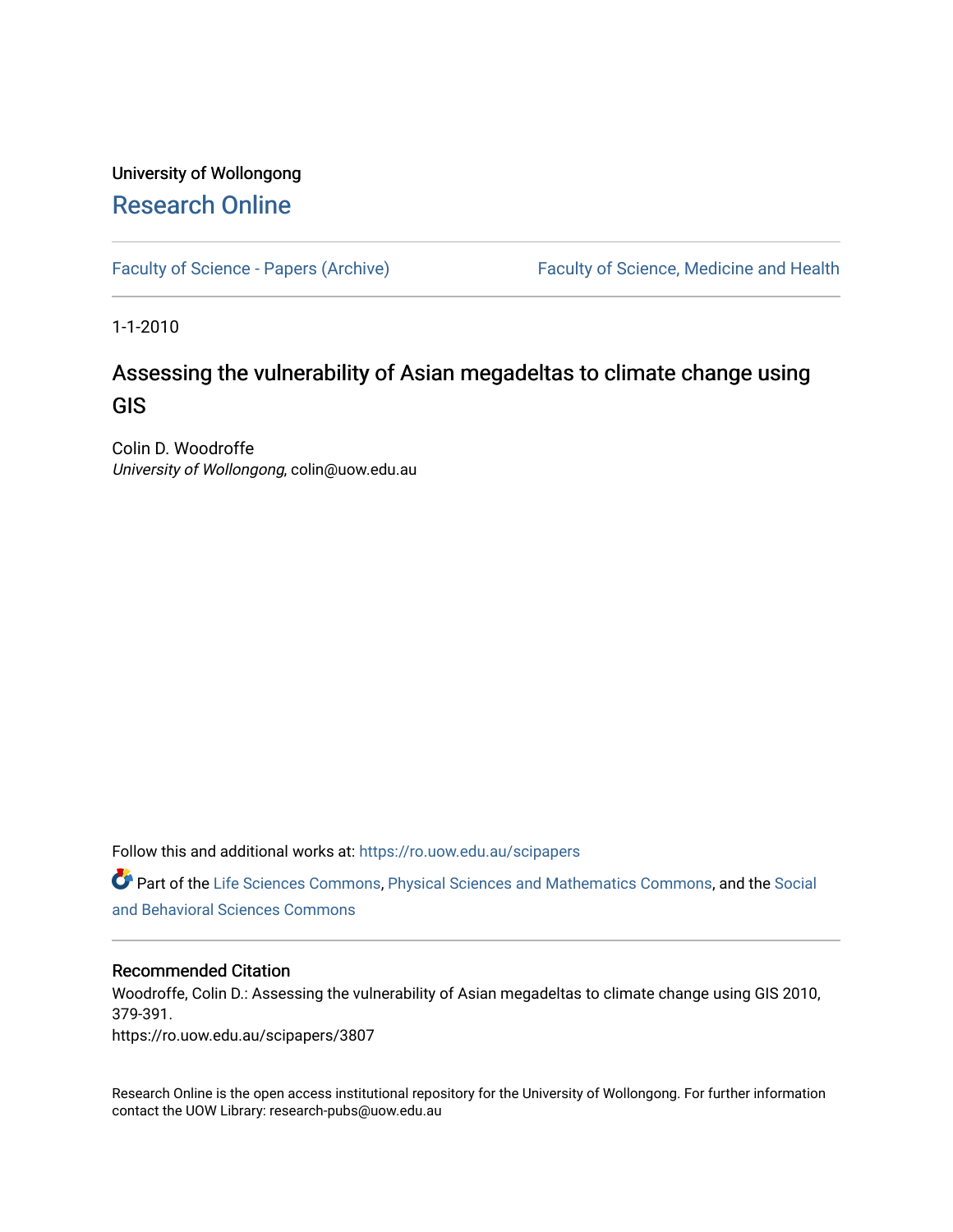University of Wollongong

# Research Online

Faculty of Science - Papers (Archive) | Faculty of Science, Medicine and Health

1-1-2010

## Assessing the vulnerability of Asian megadeltas to climate change using GIS

Colin D. Woodroffe
*University of Wollongong*, colin@uow.edu.au

Follow this and additional works at: https://ro.uow.edu.au/scipapers

Part of the Life Sciences Commons, Physical Sciences and Mathematics Commons, and the Social and Behavioral Sciences Commons

### Recommended Citation

Woodroffe, Colin D.: Assessing the vulnerability of Asian megadeltas to climate change using GIS 2010, 379-391.
https://ro.uow.edu.au/scipapers/3807

Research Online is the open access institutional repository for the University of Wollongong. For further information contact the UOW Library: research-pubs@uow.edu.au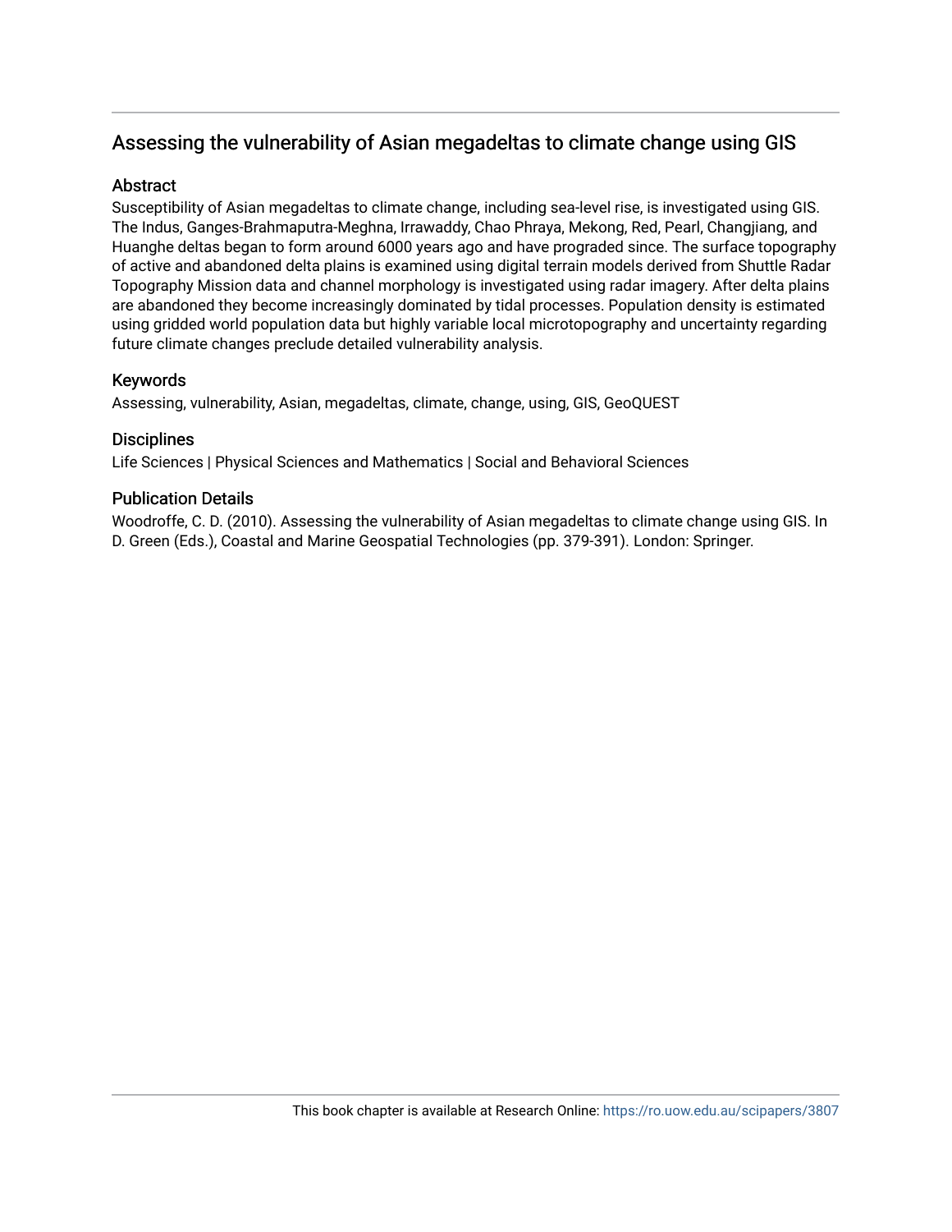# Assessing the vulnerability of Asian megadeltas to climate change using GIS

## Abstract

Susceptibility of Asian megadeltas to climate change, including sea-level rise, is investigated using GIS. The Indus, Ganges-Brahmaputra-Meghna, Irrawaddy, Chao Phraya, Mekong, Red, Pearl, Changjiang, and Huanghe deltas began to form around 6000 years ago and have prograded since. The surface topography of active and abandoned delta plains is examined using digital terrain models derived from Shuttle Radar Topography Mission data and channel morphology is investigated using radar imagery. After delta plains are abandoned they become increasingly dominated by tidal processes. Population density is estimated using gridded world population data but highly variable local microtopography and uncertainty regarding future climate changes preclude detailed vulnerability analysis.

## Keywords

Assessing, vulnerability, Asian, megadeltas, climate, change, using, GIS, GeoQUEST

## Disciplines

Life Sciences | Physical Sciences and Mathematics | Social and Behavioral Sciences

## Publication Details

Woodroffe, C. D. (2010). Assessing the vulnerability of Asian megadeltas to climate change using GIS. In D. Green (Eds.), Coastal and Marine Geospatial Technologies (pp. 379-391). London: Springer.

This book chapter is available at Research Online: https://ro.uow.edu.au/scipapers/3807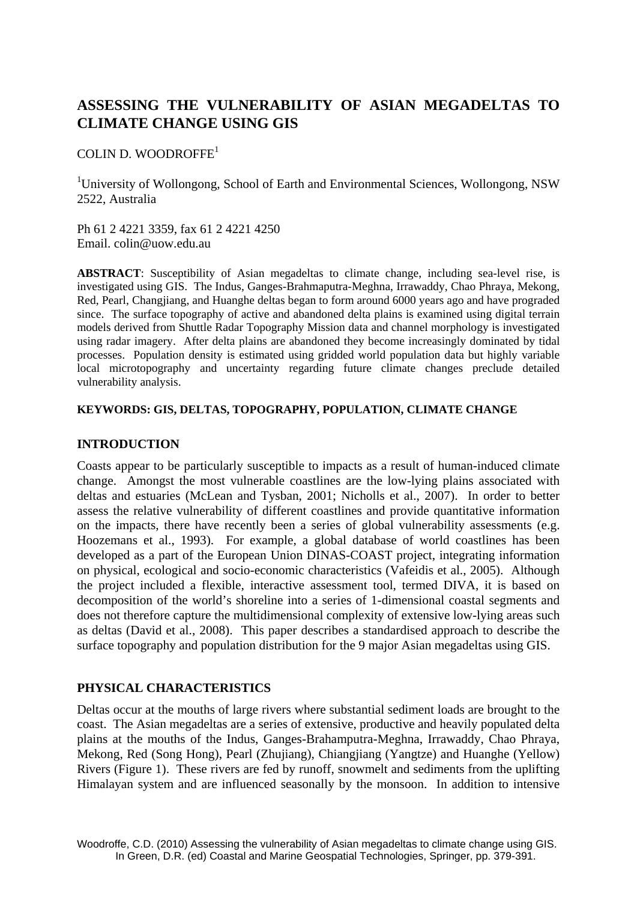# ASSESSING THE VULNERABILITY OF ASIAN MEGADELTAS TO CLIMATE CHANGE USING GIS

COLIN D. WOODROFFE[1]

[1]University of Wollongong, School of Earth and Environmental Sciences, Wollongong, NSW 2522, Australia

Ph 61 2 4221 3359, fax 61 2 4221 4250
Email. colin@uow.edu.au

**ABSTRACT**: Susceptibility of Asian megadeltas to climate change, including sea-level rise, is investigated using GIS. The Indus, Ganges-Brahmaputra-Meghna, Irrawaddy, Chao Phraya, Mekong, Red, Pearl, Changjiang, and Huanghe deltas began to form around 6000 years ago and have prograded since. The surface topography of active and abandoned delta plains is examined using digital terrain models derived from Shuttle Radar Topography Mission data and channel morphology is investigated using radar imagery. After delta plains are abandoned they become increasingly dominated by tidal processes. Population density is estimated using gridded world population data but highly variable local microtopography and uncertainty regarding future climate changes preclude detailed vulnerability analysis.

**KEYWORDS: GIS, DELTAS, TOPOGRAPHY, POPULATION, CLIMATE CHANGE**

## INTRODUCTION

Coasts appear to be particularly susceptible to impacts as a result of human-induced climate change. Amongst the most vulnerable coastlines are the low-lying plains associated with deltas and estuaries (McLean and Tysban, 2001; Nicholls et al., 2007). In order to better assess the relative vulnerability of different coastlines and provide quantitative information on the impacts, there have recently been a series of global vulnerability assessments (e.g. Hoozemans et al., 1993). For example, a global database of world coastlines has been developed as a part of the European Union DINAS-COAST project, integrating information on physical, ecological and socio-economic characteristics (Vafeidis et al., 2005). Although the project included a flexible, interactive assessment tool, termed DIVA, it is based on decomposition of the world's shoreline into a series of 1-dimensional coastal segments and does not therefore capture the multidimensional complexity of extensive low-lying areas such as deltas (David et al., 2008). This paper describes a standardised approach to describe the surface topography and population distribution for the 9 major Asian megadeltas using GIS.

## PHYSICAL CHARACTERISTICS

Deltas occur at the mouths of large rivers where substantial sediment loads are brought to the coast. The Asian megadeltas are a series of extensive, productive and heavily populated delta plains at the mouths of the Indus, Ganges-Brahamputra-Meghna, Irrawaddy, Chao Phraya, Mekong, Red (Song Hong), Pearl (Zhujiang), Chiangjiang (Yangtze) and Huanghe (Yellow) Rivers (Figure 1). These rivers are fed by runoff, snowmelt and sediments from the uplifting Himalayan system and are influenced seasonally by the monsoon. In addition to intensive

Woodroffe, C.D. (2010) Assessing the vulnerability of Asian megadeltas to climate change using GIS. In Green, D.R. (ed) Coastal and Marine Geospatial Technologies, Springer, pp. 379-391.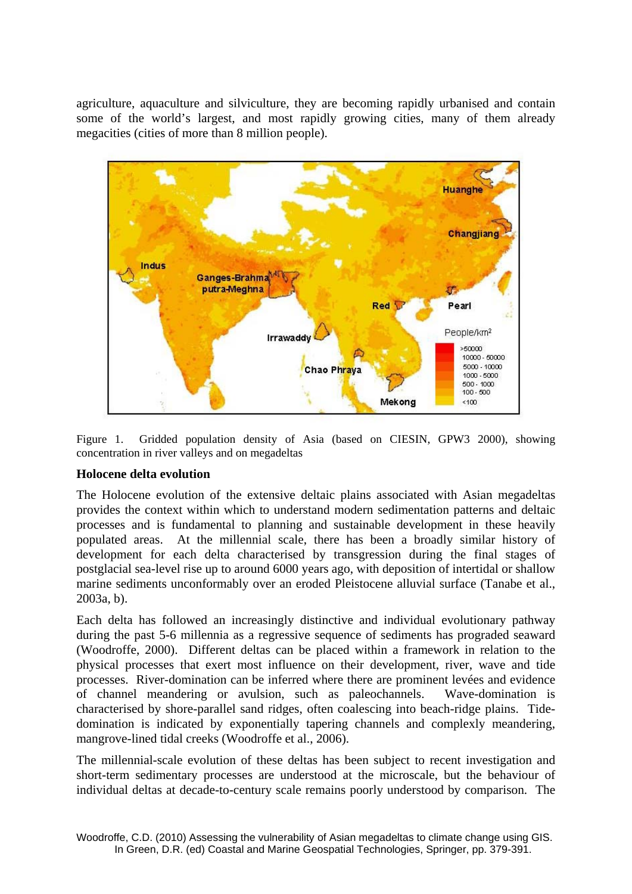agriculture, aquaculture and silviculture, they are becoming rapidly urbanised and contain some of the world's largest, and most rapidly growing cities, many of them already megacities (cities of more than 8 million people).

Figure 1. Gridded population density of Asia (based on CIESIN, GPW3 2000), showing concentration in river valleys and on megadeltas

**Holocene delta evolution**

The Holocene evolution of the extensive deltaic plains associated with Asian megadeltas provides the context within which to understand modern sedimentation patterns and deltaic processes and is fundamental to planning and sustainable development in these heavily populated areas. At the millennial scale, there has been a broadly similar history of development for each delta characterised by transgression during the final stages of postglacial sea-level rise up to around 6000 years ago, with deposition of intertidal or shallow marine sediments unconformably over an eroded Pleistocene alluvial surface (Tanabe et al., 2003a, b).

Each delta has followed an increasingly distinctive and individual evolutionary pathway during the past 5-6 millennia as a regressive sequence of sediments has prograded seaward (Woodroffe, 2000). Different deltas can be placed within a framework in relation to the physical processes that exert most influence on their development, river, wave and tide processes. River-domination can be inferred where there are prominent levées and evidence of channel meandering or avulsion, such as paleochannels. Wave-domination is characterised by shore-parallel sand ridges, often coalescing into beach-ridge plains. Tide-domination is indicated by exponentially tapering channels and complexly meandering, mangrove-lined tidal creeks (Woodroffe et al., 2006).

The millennial-scale evolution of these deltas has been subject to recent investigation and short-term sedimentary processes are understood at the microscale, but the behaviour of individual deltas at decade-to-century scale remains poorly understood by comparison. The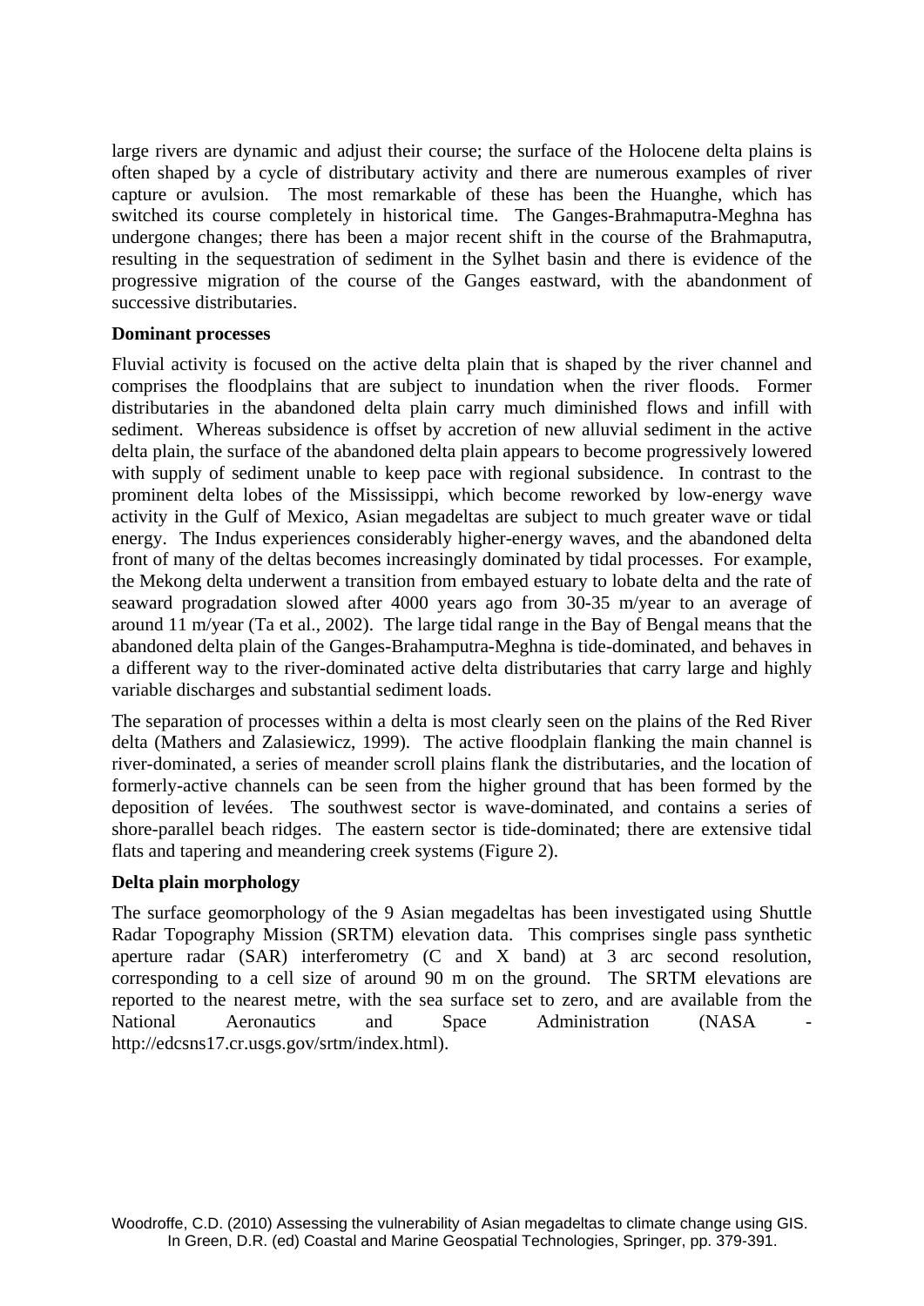large rivers are dynamic and adjust their course; the surface of the Holocene delta plains is often shaped by a cycle of distributary activity and there are numerous examples of river capture or avulsion. The most remarkable of these has been the Huanghe, which has switched its course completely in historical time. The Ganges-Brahmaputra-Meghna has undergone changes; there has been a major recent shift in the course of the Brahmaputra, resulting in the sequestration of sediment in the Sylhet basin and there is evidence of the progressive migration of the course of the Ganges eastward, with the abandonment of successive distributaries.

**Dominant processes**

Fluvial activity is focused on the active delta plain that is shaped by the river channel and comprises the floodplains that are subject to inundation when the river floods. Former distributaries in the abandoned delta plain carry much diminished flows and infill with sediment. Whereas subsidence is offset by accretion of new alluvial sediment in the active delta plain, the surface of the abandoned delta plain appears to become progressively lowered with supply of sediment unable to keep pace with regional subsidence. In contrast to the prominent delta lobes of the Mississippi, which become reworked by low-energy wave activity in the Gulf of Mexico, Asian megadeltas are subject to much greater wave or tidal energy. The Indus experiences considerably higher-energy waves, and the abandoned delta front of many of the deltas becomes increasingly dominated by tidal processes. For example, the Mekong delta underwent a transition from embayed estuary to lobate delta and the rate of seaward progradation slowed after 4000 years ago from 30-35 m/year to an average of around 11 m/year (Ta et al., 2002). The large tidal range in the Bay of Bengal means that the abandoned delta plain of the Ganges-Brahamputra-Meghna is tide-dominated, and behaves in a different way to the river-dominated active delta distributaries that carry large and highly variable discharges and substantial sediment loads.

The separation of processes within a delta is most clearly seen on the plains of the Red River delta (Mathers and Zalasiewicz, 1999). The active floodplain flanking the main channel is river-dominated, a series of meander scroll plains flank the distributaries, and the location of formerly-active channels can be seen from the higher ground that has been formed by the deposition of levées. The southwest sector is wave-dominated, and contains a series of shore-parallel beach ridges. The eastern sector is tide-dominated; there are extensive tidal flats and tapering and meandering creek systems (Figure 2).

**Delta plain morphology**

The surface geomorphology of the 9 Asian megadeltas has been investigated using Shuttle Radar Topography Mission (SRTM) elevation data. This comprises single pass synthetic aperture radar (SAR) interferometry (C and X band) at 3 arc second resolution, corresponding to a cell size of around 90 m on the ground. The SRTM elevations are reported to the nearest metre, with the sea surface set to zero, and are available from the National Aeronautics and Space Administration (NASA - http://edcsns17.cr.usgs.gov/srtm/index.html).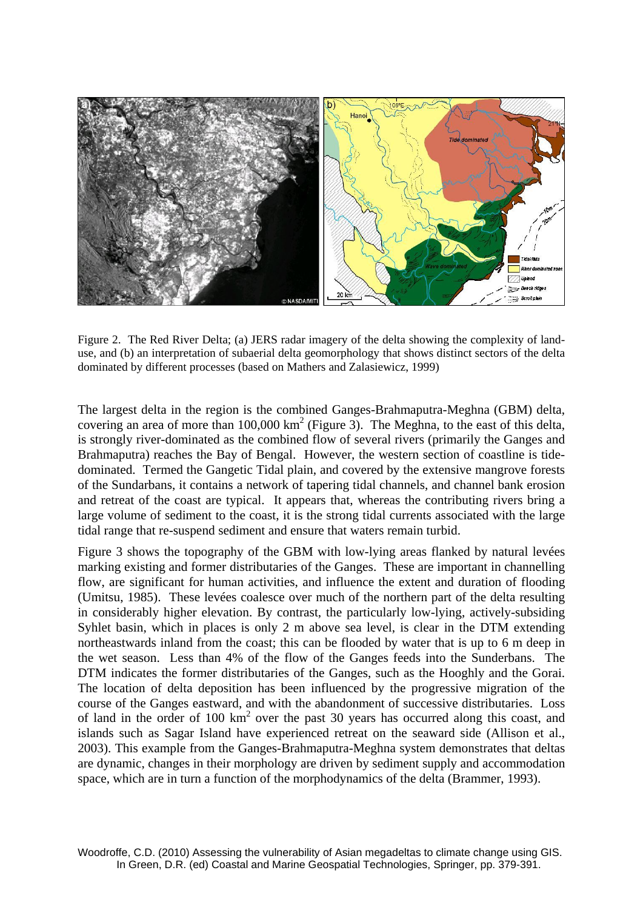Figure 2. The Red River Delta; (a) JERS radar imagery of the delta showing the complexity of land-use, and (b) an interpretation of subaerial delta geomorphology that shows distinct sectors of the delta dominated by different processes (based on Mathers and Zalasiewicz, 1999)

The largest delta in the region is the combined Ganges-Brahmaputra-Meghna (GBM) delta, covering an area of more than 100,000 km$^2$ (Figure 3). The Meghna, to the east of this delta, is strongly river-dominated as the combined flow of several rivers (primarily the Ganges and Brahmaputra) reaches the Bay of Bengal. However, the western section of coastline is tide-dominated. Termed the Gangetic Tidal plain, and covered by the extensive mangrove forests of the Sundarbans, it contains a network of tapering tidal channels, and channel bank erosion and retreat of the coast are typical. It appears that, whereas the contributing rivers bring a large volume of sediment to the coast, it is the strong tidal currents associated with the large tidal range that re-suspend sediment and ensure that waters remain turbid.

Figure 3 shows the topography of the GBM with low-lying areas flanked by natural levées marking existing and former distributaries of the Ganges. These are important in channelling flow, are significant for human activities, and influence the extent and duration of flooding (Umitsu, 1985). These levées coalesce over much of the northern part of the delta resulting in considerably higher elevation. By contrast, the particularly low-lying, actively-subsiding Syhlet basin, which in places is only 2 m above sea level, is clear in the DTM extending northeastwards inland from the coast; this can be flooded by water that is up to 6 m deep in the wet season. Less than 4% of the flow of the Ganges feeds into the Sunderbans. The DTM indicates the former distributaries of the Ganges, such as the Hooghly and the Gorai. The location of delta deposition has been influenced by the progressive migration of the course of the Ganges eastward, and with the abandonment of successive distributaries. Loss of land in the order of 100 km$^2$ over the past 30 years has occurred along this coast, and islands such as Sagar Island have experienced retreat on the seaward side (Allison et al., 2003). This example from the Ganges-Brahmaputra-Meghna system demonstrates that deltas are dynamic, changes in their morphology are driven by sediment supply and accommodation space, which are in turn a function of the morphodynamics of the delta (Brammer, 1993).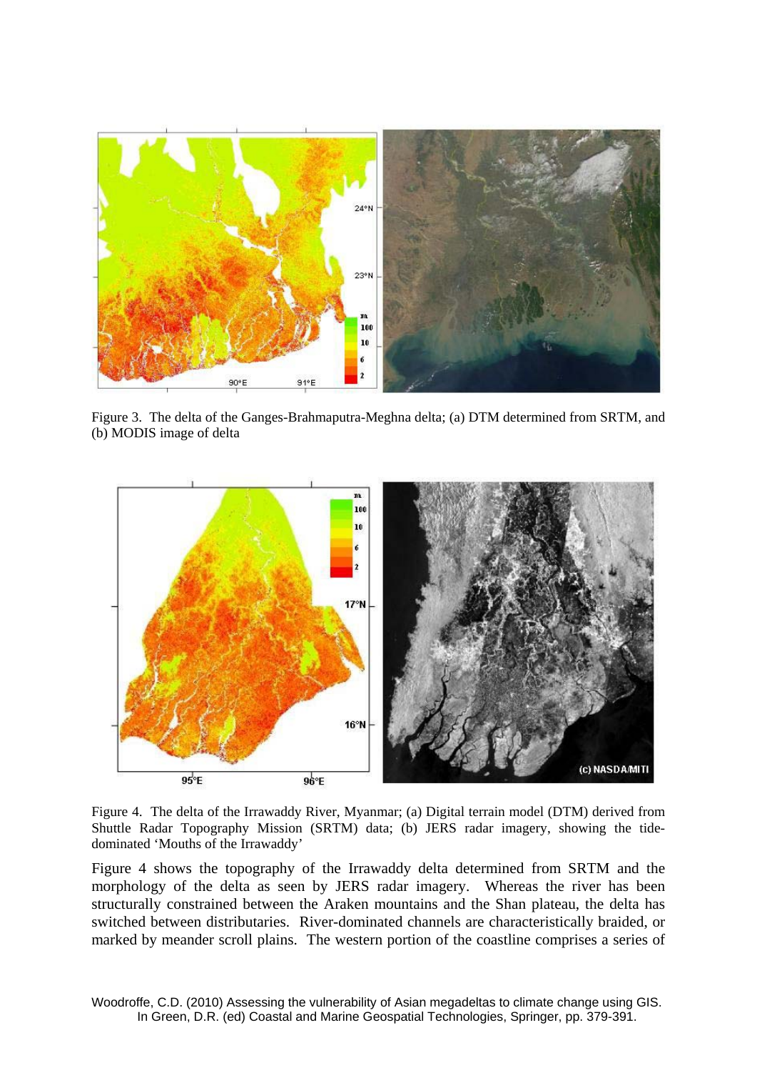Figure 3. The delta of the Ganges-Brahmaputra-Meghna delta; (a) DTM determined from SRTM, and (b) MODIS image of delta

Figure 4. The delta of the Irrawaddy River, Myanmar; (a) Digital terrain model (DTM) derived from Shuttle Radar Topography Mission (SRTM) data; (b) JERS radar imagery, showing the tide-dominated 'Mouths of the Irrawaddy'

Figure 4 shows the topography of the Irrawaddy delta determined from SRTM and the morphology of the delta as seen by JERS radar imagery. Whereas the river has been structurally constrained between the Araken mountains and the Shan plateau, the delta has switched between distributaries. River-dominated channels are characteristically braided, or marked by meander scroll plains. The western portion of the coastline comprises a series of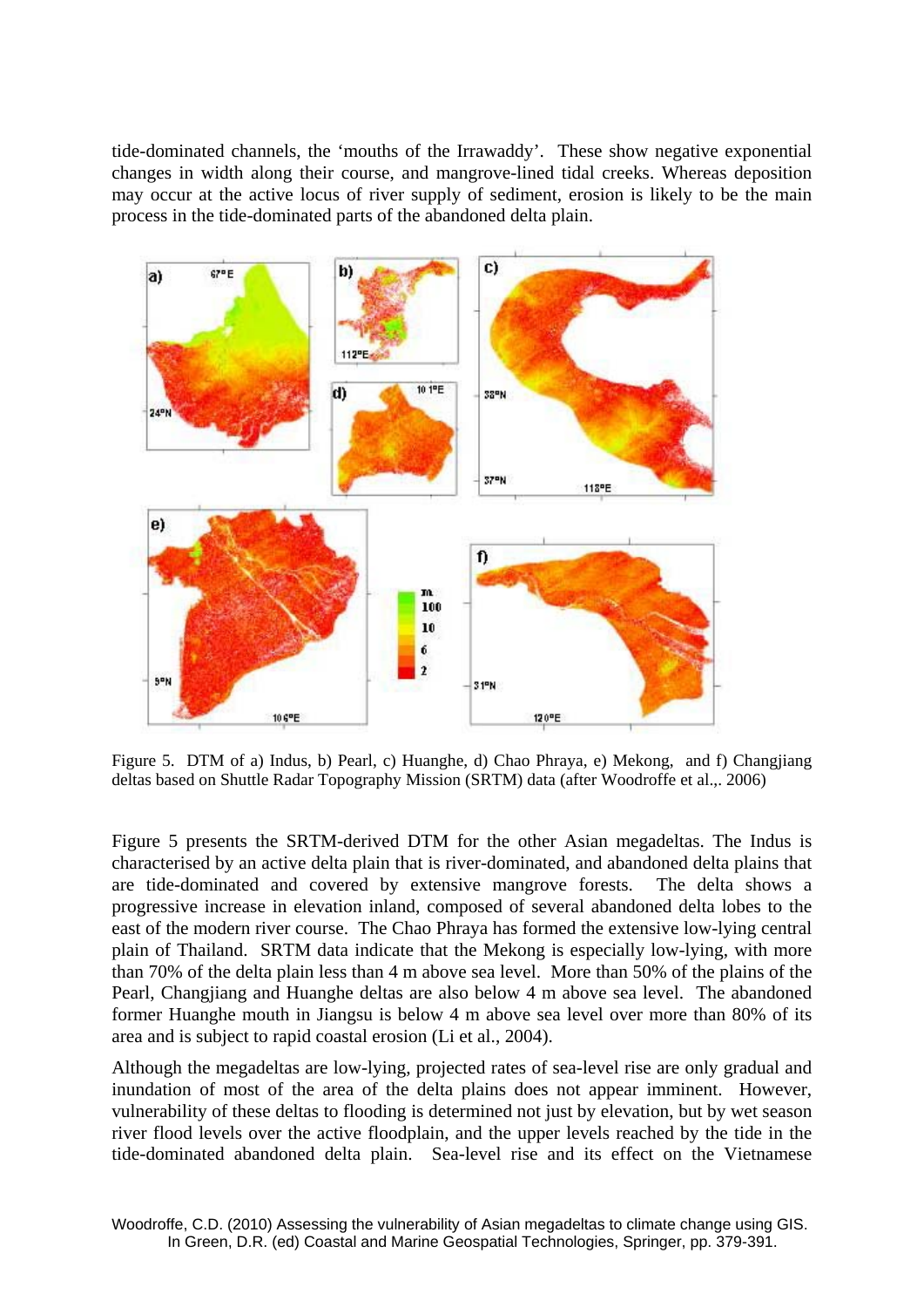tide-dominated channels, the 'mouths of the Irrawaddy'. These show negative exponential changes in width along their course, and mangrove-lined tidal creeks. Whereas deposition may occur at the active locus of river supply of sediment, erosion is likely to be the main process in the tide-dominated parts of the abandoned delta plain.

Figure 5. DTM of a) Indus, b) Pearl, c) Huanghe, d) Chao Phraya, e) Mekong, and f) Changjiang deltas based on Shuttle Radar Topography Mission (SRTM) data (after Woodroffe et al.,. 2006)

Figure 5 presents the SRTM-derived DTM for the other Asian megadeltas. The Indus is characterised by an active delta plain that is river-dominated, and abandoned delta plains that are tide-dominated and covered by extensive mangrove forests. The delta shows a progressive increase in elevation inland, composed of several abandoned delta lobes to the east of the modern river course. The Chao Phraya has formed the extensive low-lying central plain of Thailand. SRTM data indicate that the Mekong is especially low-lying, with more than 70% of the delta plain less than 4 m above sea level. More than 50% of the plains of the Pearl, Changjiang and Huanghe deltas are also below 4 m above sea level. The abandoned former Huanghe mouth in Jiangsu is below 4 m above sea level over more than 80% of its area and is subject to rapid coastal erosion (Li et al., 2004).

Although the megadeltas are low-lying, projected rates of sea-level rise are only gradual and inundation of most of the area of the delta plains does not appear imminent. However, vulnerability of these deltas to flooding is determined not just by elevation, but by wet season river flood levels over the active floodplain, and the upper levels reached by the tide in the tide-dominated abandoned delta plain. Sea-level rise and its effect on the Vietnamese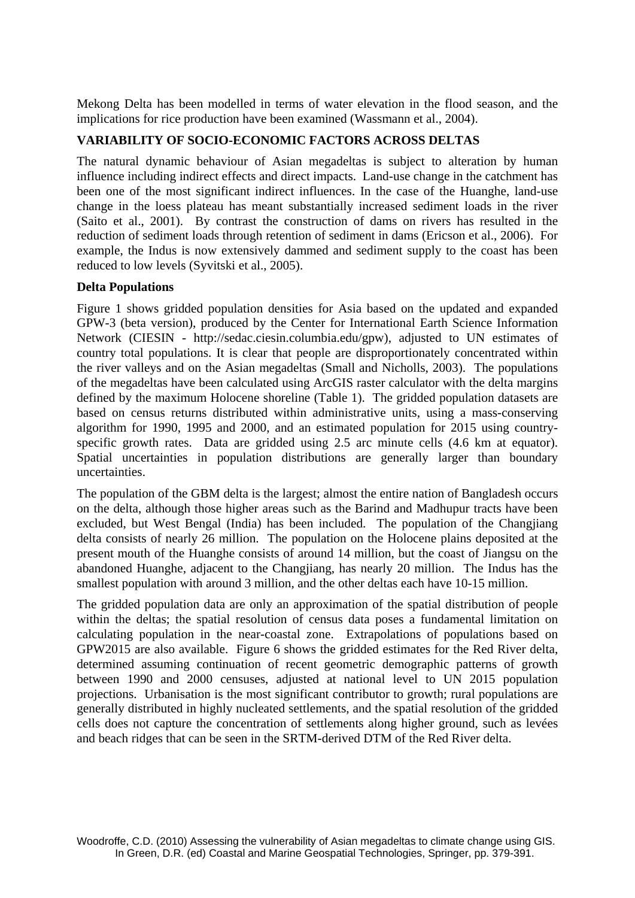Mekong Delta has been modelled in terms of water elevation in the flood season, and the implications for rice production have been examined (Wassmann et al., 2004).

## VARIABILITY OF SOCIO-ECONOMIC FACTORS ACROSS DELTAS

The natural dynamic behaviour of Asian megadeltas is subject to alteration by human influence including indirect effects and direct impacts. Land-use change in the catchment has been one of the most significant indirect influences. In the case of the Huanghe, land-use change in the loess plateau has meant substantially increased sediment loads in the river (Saito et al., 2001). By contrast the construction of dams on rivers has resulted in the reduction of sediment loads through retention of sediment in dams (Ericson et al., 2006). For example, the Indus is now extensively dammed and sediment supply to the coast has been reduced to low levels (Syvitski et al., 2005).

### Delta Populations

Figure 1 shows gridded population densities for Asia based on the updated and expanded GPW-3 (beta version), produced by the Center for International Earth Science Information Network (CIESIN - http://sedac.ciesin.columbia.edu/gpw), adjusted to UN estimates of country total populations. It is clear that people are disproportionately concentrated within the river valleys and on the Asian megadeltas (Small and Nicholls, 2003). The populations of the megadeltas have been calculated using ArcGIS raster calculator with the delta margins defined by the maximum Holocene shoreline (Table 1). The gridded population datasets are based on census returns distributed within administrative units, using a mass-conserving algorithm for 1990, 1995 and 2000, and an estimated population for 2015 using country-specific growth rates. Data are gridded using 2.5 arc minute cells (4.6 km at equator). Spatial uncertainties in population distributions are generally larger than boundary uncertainties.

The population of the GBM delta is the largest; almost the entire nation of Bangladesh occurs on the delta, although those higher areas such as the Barind and Madhupur tracts have been excluded, but West Bengal (India) has been included. The population of the Changjiang delta consists of nearly 26 million. The population on the Holocene plains deposited at the present mouth of the Huanghe consists of around 14 million, but the coast of Jiangsu on the abandoned Huanghe, adjacent to the Changjiang, has nearly 20 million. The Indus has the smallest population with around 3 million, and the other deltas each have 10-15 million.

The gridded population data are only an approximation of the spatial distribution of people within the deltas; the spatial resolution of census data poses a fundamental limitation on calculating population in the near-coastal zone. Extrapolations of populations based on GPW2015 are also available. Figure 6 shows the gridded estimates for the Red River delta, determined assuming continuation of recent geometric demographic patterns of growth between 1990 and 2000 censuses, adjusted at national level to UN 2015 population projections. Urbanisation is the most significant contributor to growth; rural populations are generally distributed in highly nucleated settlements, and the spatial resolution of the gridded cells does not capture the concentration of settlements along higher ground, such as levées and beach ridges that can be seen in the SRTM-derived DTM of the Red River delta.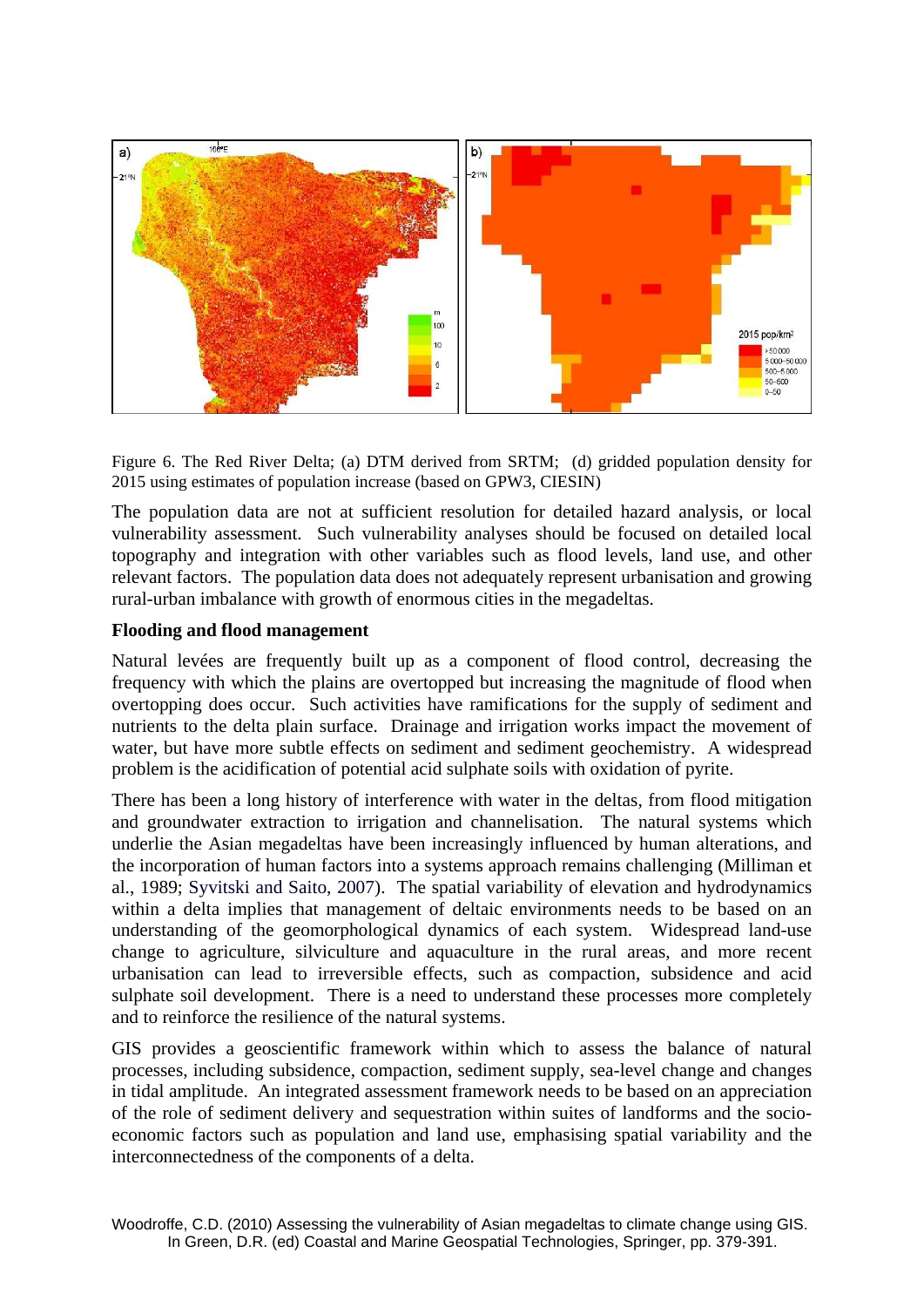Figure 6. The Red River Delta; (a) DTM derived from SRTM; (d) gridded population density for 2015 using estimates of population increase (based on GPW3, CIESIN)

The population data are not at sufficient resolution for detailed hazard analysis, or local vulnerability assessment. Such vulnerability analyses should be focused on detailed local topography and integration with other variables such as flood levels, land use, and other relevant factors. The population data does not adequately represent urbanisation and growing rural-urban imbalance with growth of enormous cities in the megadeltas.

**Flooding and flood management**

Natural levées are frequently built up as a component of flood control, decreasing the frequency with which the plains are overtopped but increasing the magnitude of flood when overtopping does occur. Such activities have ramifications for the supply of sediment and nutrients to the delta plain surface. Drainage and irrigation works impact the movement of water, but have more subtle effects on sediment and sediment geochemistry. A widespread problem is the acidification of potential acid sulphate soils with oxidation of pyrite.

There has been a long history of interference with water in the deltas, from flood mitigation and groundwater extraction to irrigation and channelisation. The natural systems which underlie the Asian megadeltas have been increasingly influenced by human alterations, and the incorporation of human factors into a systems approach remains challenging (Milliman et al., 1989; Syvitski and Saito, 2007). The spatial variability of elevation and hydrodynamics within a delta implies that management of deltaic environments needs to be based on an understanding of the geomorphological dynamics of each system. Widespread land-use change to agriculture, silviculture and aquaculture in the rural areas, and more recent urbanisation can lead to irreversible effects, such as compaction, subsidence and acid sulphate soil development. There is a need to understand these processes more completely and to reinforce the resilience of the natural systems.

GIS provides a geoscientific framework within which to assess the balance of natural processes, including subsidence, compaction, sediment supply, sea-level change and changes in tidal amplitude. An integrated assessment framework needs to be based on an appreciation of the role of sediment delivery and sequestration within suites of landforms and the socio-economic factors such as population and land use, emphasising spatial variability and the interconnectedness of the components of a delta.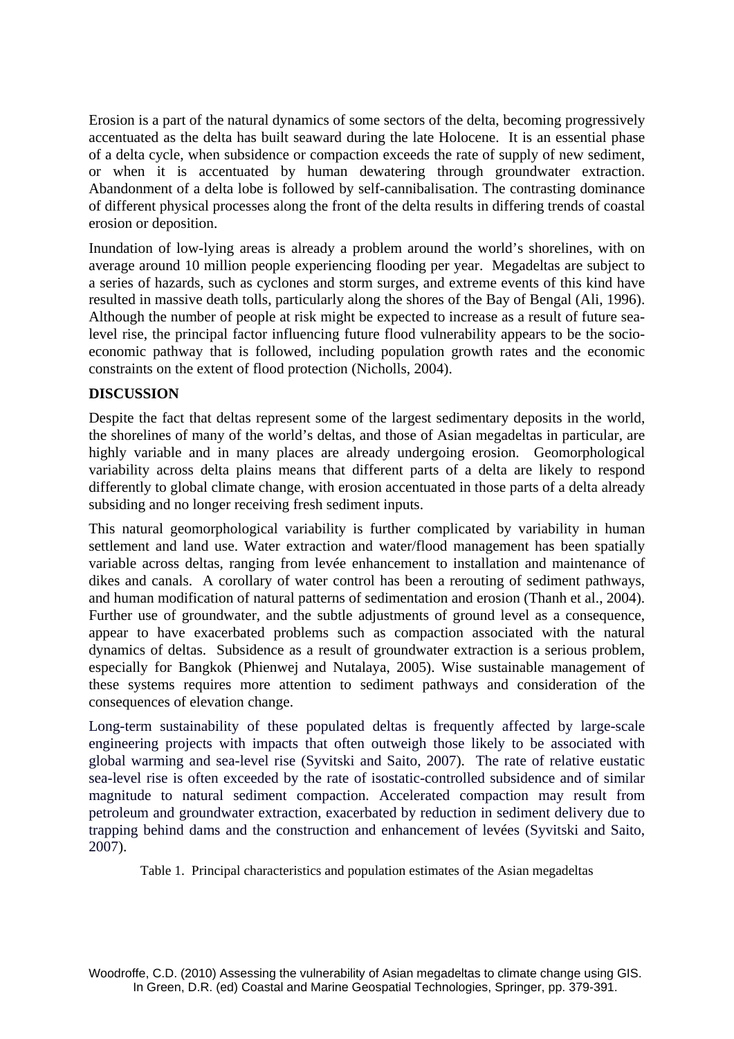Erosion is a part of the natural dynamics of some sectors of the delta, becoming progressively accentuated as the delta has built seaward during the late Holocene. It is an essential phase of a delta cycle, when subsidence or compaction exceeds the rate of supply of new sediment, or when it is accentuated by human dewatering through groundwater extraction. Abandonment of a delta lobe is followed by self-cannibalisation. The contrasting dominance of different physical processes along the front of the delta results in differing trends of coastal erosion or deposition.

Inundation of low-lying areas is already a problem around the world's shorelines, with on average around 10 million people experiencing flooding per year. Megadeltas are subject to a series of hazards, such as cyclones and storm surges, and extreme events of this kind have resulted in massive death tolls, particularly along the shores of the Bay of Bengal (Ali, 1996). Although the number of people at risk might be expected to increase as a result of future sea-level rise, the principal factor influencing future flood vulnerability appears to be the socio-economic pathway that is followed, including population growth rates and the economic constraints on the extent of flood protection (Nicholls, 2004).

## DISCUSSION

Despite the fact that deltas represent some of the largest sedimentary deposits in the world, the shorelines of many of the world's deltas, and those of Asian megadeltas in particular, are highly variable and in many places are already undergoing erosion. Geomorphological variability across delta plains means that different parts of a delta are likely to respond differently to global climate change, with erosion accentuated in those parts of a delta already subsiding and no longer receiving fresh sediment inputs.

This natural geomorphological variability is further complicated by variability in human settlement and land use. Water extraction and water/flood management has been spatially variable across deltas, ranging from levée enhancement to installation and maintenance of dikes and canals. A corollary of water control has been a rerouting of sediment pathways, and human modification of natural patterns of sedimentation and erosion (Thanh et al., 2004). Further use of groundwater, and the subtle adjustments of ground level as a consequence, appear to have exacerbated problems such as compaction associated with the natural dynamics of deltas. Subsidence as a result of groundwater extraction is a serious problem, especially for Bangkok (Phienwej and Nutalaya, 2005). Wise sustainable management of these systems requires more attention to sediment pathways and consideration of the consequences of elevation change.

Long-term sustainability of these populated deltas is frequently affected by large-scale engineering projects with impacts that often outweigh those likely to be associated with global warming and sea-level rise (Syvitski and Saito, 2007). The rate of relative eustatic sea-level rise is often exceeded by the rate of isostatic-controlled subsidence and of similar magnitude to natural sediment compaction. Accelerated compaction may result from petroleum and groundwater extraction, exacerbated by reduction in sediment delivery due to trapping behind dams and the construction and enhancement of levées (Syvitski and Saito, 2007).

Table 1. Principal characteristics and population estimates of the Asian megadeltas

Woodroffe, C.D. (2010) Assessing the vulnerability of Asian megadeltas to climate change using GIS. In Green, D.R. (ed) Coastal and Marine Geospatial Technologies, Springer, pp. 379-391.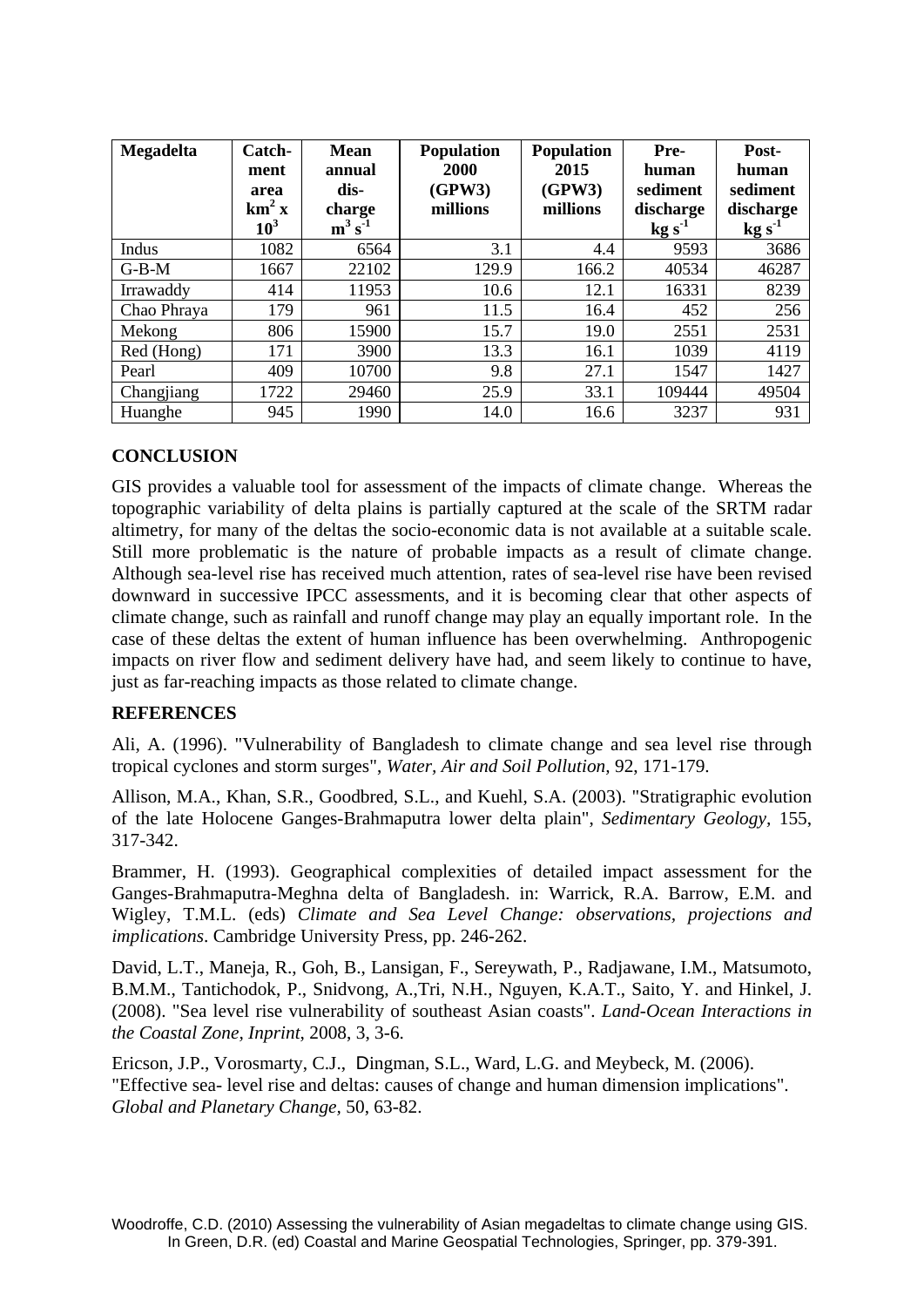| Megadelta | Catchment area $km^2 \times 10^3$ | Mean annual discharge $m^3\ s^{-1}$ | Population 2000 (GPW3) millions | Population 2015 (GPW3) millions | Pre-human sediment discharge $kg\ s^{-1}$ | Post-human sediment discharge $kg\ s^{-1}$ |
|---|---|---|---|---|---|---|
| Indus | 1082 | 6564 | 3.1 | 4.4 | 9593 | 3686 |
| G-B-M | 1667 | 22102 | 129.9 | 166.2 | 40534 | 46287 |
| Irrawaddy | 414 | 11953 | 10.6 | 12.1 | 16331 | 8239 |
| Chao Phraya | 179 | 961 | 11.5 | 16.4 | 452 | 256 |
| Mekong | 806 | 15900 | 15.7 | 19.0 | 2551 | 2531 |
| Red (Hong) | 171 | 3900 | 13.3 | 16.1 | 1039 | 4119 |
| Pearl | 409 | 10700 | 9.8 | 27.1 | 1547 | 1427 |
| Changjiang | 1722 | 29460 | 25.9 | 33.1 | 109444 | 49504 |
| Huanghe | 945 | 1990 | 14.0 | 16.6 | 3237 | 931 |

## CONCLUSION

GIS provides a valuable tool for assessment of the impacts of climate change. Whereas the topographic variability of delta plains is partially captured at the scale of the SRTM radar altimetry, for many of the deltas the socio-economic data is not available at a suitable scale. Still more problematic is the nature of probable impacts as a result of climate change. Although sea-level rise has received much attention, rates of sea-level rise have been revised downward in successive IPCC assessments, and it is becoming clear that other aspects of climate change, such as rainfall and runoff change may play an equally important role. In the case of these deltas the extent of human influence has been overwhelming. Anthropogenic impacts on river flow and sediment delivery have had, and seem likely to continue to have, just as far-reaching impacts as those related to climate change.

## REFERENCES

Ali, A. (1996). "Vulnerability of Bangladesh to climate change and sea level rise through tropical cyclones and storm surges", *Water, Air and Soil Pollution*, 92, 171-179.

Allison, M.A., Khan, S.R., Goodbred, S.L., and Kuehl, S.A. (2003). "Stratigraphic evolution of the late Holocene Ganges-Brahmaputra lower delta plain", *Sedimentary Geology*, 155, 317-342.

Brammer, H. (1993). Geographical complexities of detailed impact assessment for the Ganges-Brahmaputra-Meghna delta of Bangladesh. in: Warrick, R.A. Barrow, E.M. and Wigley, T.M.L. (eds) *Climate and Sea Level Change: observations, projections and implications*. Cambridge University Press, pp. 246-262.

David, L.T., Maneja, R., Goh, B., Lansigan, F., Sereywath, P., Radjawane, I.M., Matsumoto, B.M.M., Tantichodok, P., Snidvong, A.,Tri, N.H., Nguyen, K.A.T., Saito, Y. and Hinkel, J. (2008). "Sea level rise vulnerability of southeast Asian coasts". *Land-Ocean Interactions in the Coastal Zone, Inprint*, 2008, 3, 3-6.

Ericson, J.P., Vorosmarty, C.J., Dingman, S.L., Ward, L.G. and Meybeck, M. (2006). "Effective sea- level rise and deltas: causes of change and human dimension implications". *Global and Planetary Change*, 50, 63-82.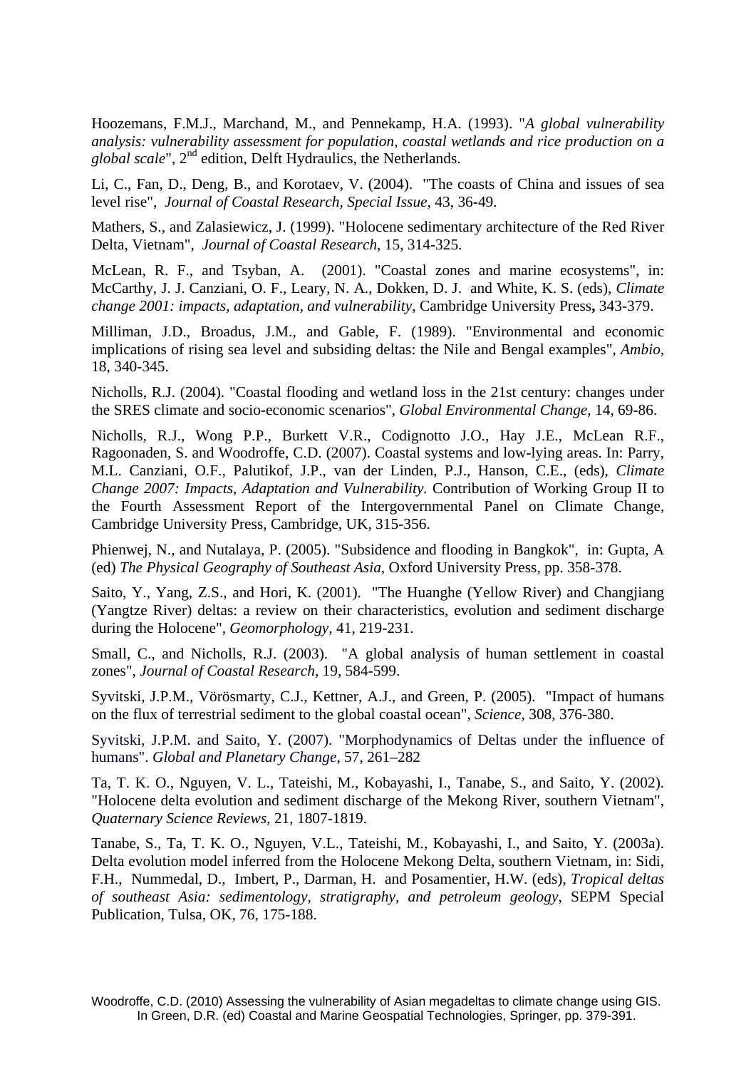Hoozemans, F.M.J., Marchand, M., and Pennekamp, H.A. (1993). "*A global vulnerability analysis: vulnerability assessment for population, coastal wetlands and rice production on a global scale*", 2nd edition, Delft Hydraulics, the Netherlands.

Li, C., Fan, D., Deng, B., and Korotaev, V. (2004). "The coasts of China and issues of sea level rise", *Journal of Coastal Research, Special Issue*, 43, 36-49.

Mathers, S., and Zalasiewicz, J. (1999). "Holocene sedimentary architecture of the Red River Delta, Vietnam", *Journal of Coastal Research*, 15, 314-325.

McLean, R. F., and Tsyban, A. (2001). "Coastal zones and marine ecosystems", in: McCarthy, J. J. Canziani, O. F., Leary, N. A., Dokken, D. J. and White, K. S. (eds), *Climate change 2001: impacts, adaptation, and vulnerability*, Cambridge University Press**,** 343-379.

Milliman, J.D., Broadus, J.M., and Gable, F. (1989). "Environmental and economic implications of rising sea level and subsiding deltas: the Nile and Bengal examples", *Ambio*, 18, 340-345.

Nicholls, R.J. (2004). "Coastal flooding and wetland loss in the 21st century: changes under the SRES climate and socio-economic scenarios", *Global Environmental Change*, 14, 69-86.

Nicholls, R.J., Wong P.P., Burkett V.R., Codignotto J.O., Hay J.E., McLean R.F., Ragoonaden, S. and Woodroffe, C.D. (2007). Coastal systems and low-lying areas. In: Parry, M.L. Canziani, O.F., Palutikof, J.P., van der Linden, P.J., Hanson, C.E., (eds), *Climate Change 2007: Impacts, Adaptation and Vulnerability*. Contribution of Working Group II to the Fourth Assessment Report of the Intergovernmental Panel on Climate Change, Cambridge University Press, Cambridge, UK, 315-356.

Phienwej, N., and Nutalaya, P. (2005). "Subsidence and flooding in Bangkok", in: Gupta, A (ed) *The Physical Geography of Southeast Asia*, Oxford University Press, pp. 358-378.

Saito, Y., Yang, Z.S., and Hori, K. (2001). "The Huanghe (Yellow River) and Changjiang (Yangtze River) deltas: a review on their characteristics, evolution and sediment discharge during the Holocene", *Geomorphology*, 41, 219-231.

Small, C., and Nicholls, R.J. (2003). "A global analysis of human settlement in coastal zones", *Journal of Coastal Research*, 19, 584-599.

Syvitski, J.P.M., Vörösmarty, C.J., Kettner, A.J., and Green, P. (2005). "Impact of humans on the flux of terrestrial sediment to the global coastal ocean", *Science*, 308, 376-380.

Syvitski, J.P.M. and Saito, Y. (2007). "Morphodynamics of Deltas under the influence of humans". *Global and Planetary Change*, 57, 261–282

Ta, T. K. O., Nguyen, V. L., Tateishi, M., Kobayashi, I., Tanabe, S., and Saito, Y. (2002). "Holocene delta evolution and sediment discharge of the Mekong River, southern Vietnam", *Quaternary Science Reviews*, 21, 1807-1819.

Tanabe, S., Ta, T. K. O., Nguyen, V.L., Tateishi, M., Kobayashi, I., and Saito, Y. (2003a). Delta evolution model inferred from the Holocene Mekong Delta, southern Vietnam, in: Sidi, F.H., Nummedal, D., Imbert, P., Darman, H. and Posamentier, H.W. (eds), *Tropical deltas of southeast Asia: sedimentology, stratigraphy, and petroleum geology*, SEPM Special Publication, Tulsa, OK, 76, 175-188.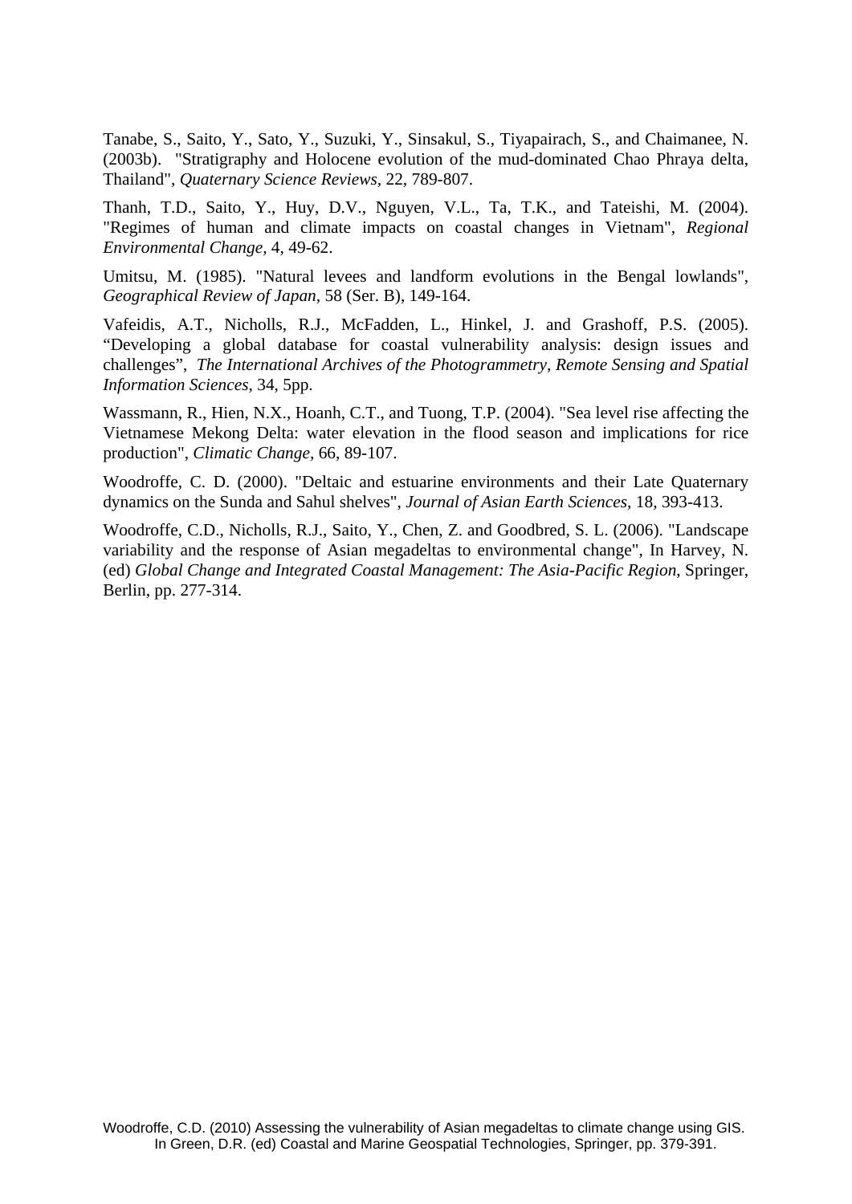Tanabe, S., Saito, Y., Sato, Y., Suzuki, Y., Sinsakul, S., Tiyapairach, S., and Chaimanee, N. (2003b). "Stratigraphy and Holocene evolution of the mud-dominated Chao Phraya delta, Thailand", *Quaternary Science Reviews*, 22, 789-807.

Thanh, T.D., Saito, Y., Huy, D.V., Nguyen, V.L., Ta, T.K., and Tateishi, M. (2004). "Regimes of human and climate impacts on coastal changes in Vietnam", *Regional Environmental Change*, 4, 49-62.

Umitsu, M. (1985). "Natural levees and landform evolutions in the Bengal lowlands", *Geographical Review of Japan*, 58 (Ser. B), 149-164.

Vafeidis, A.T., Nicholls, R.J., McFadden, L., Hinkel, J. and Grashoff, P.S. (2005). “Developing a global database for coastal vulnerability analysis: design issues and challenges”, *The International Archives of the Photogrammetry, Remote Sensing and Spatial Information Sciences*, 34, 5pp.

Wassmann, R., Hien, N.X., Hoanh, C.T., and Tuong, T.P. (2004). "Sea level rise affecting the Vietnamese Mekong Delta: water elevation in the flood season and implications for rice production", *Climatic Change*, 66, 89-107.

Woodroffe, C. D. (2000). "Deltaic and estuarine environments and their Late Quaternary dynamics on the Sunda and Sahul shelves", *Journal of Asian Earth Sciences*, 18, 393-413.

Woodroffe, C.D., Nicholls, R.J., Saito, Y., Chen, Z. and Goodbred, S. L. (2006). "Landscape variability and the response of Asian megadeltas to environmental change", In Harvey, N. (ed) *Global Change and Integrated Coastal Management: The Asia-Pacific Region*, Springer, Berlin, pp. 277-314.